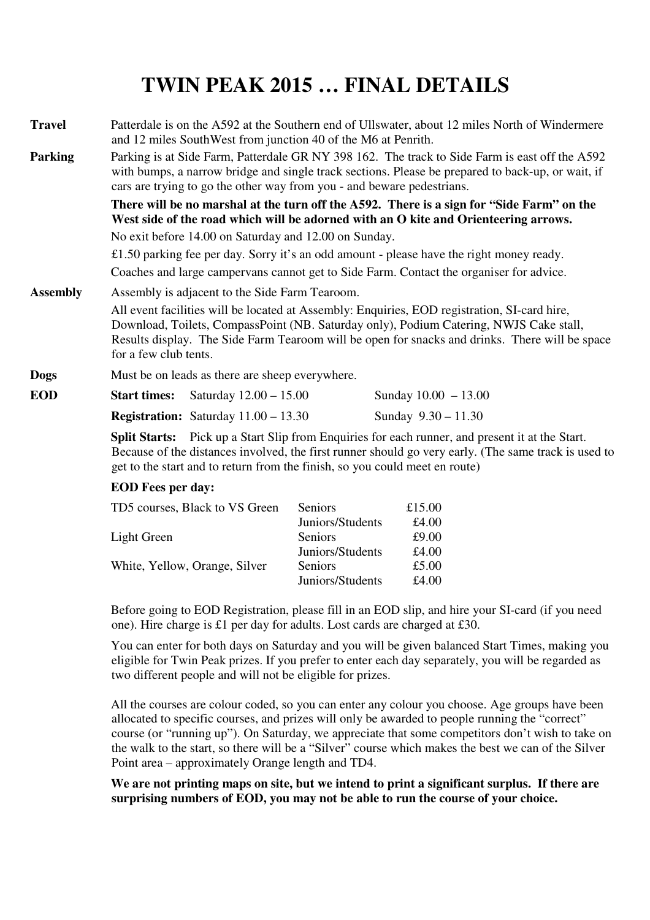# TWIN PEAK 2015 … FINAL DETAILS

**Travel** Patterdale is on the A592 at the Southern end of Ullswater, about 12 miles North of Windermere and 12 miles SouthWest from junction 40 of the M6 at Penrith.

**Parking** Parking is at Side Farm, Patterdale GR NY 398 162. The track to Side Farm is east off the A592 with bumps, a narrow bridge and single track sections. Please be prepared to back-up, or wait, if cars are trying to go the other way from you - and beware pedestrians.

**There will be no marshal at the turn off the A592. There is a sign for "Side Farm" on the West side of the road which will be adorned with an O kite and Orienteering arrows.**

No exit before 14.00 on Saturday and 12.00 on Sunday.

£1.50 parking fee per day. Sorry it's an odd amount - please have the right money ready.

Coaches and large campervans cannot get to Side Farm. Contact the organiser for advice.

**Assembly** Assembly is adjacent to the Side Farm Tearoom.

All event facilities will be located at Assembly: Enquiries, EOD registration, SI-card hire, Download, Toilets, CompassPoint (NB. Saturday only), Podium Catering, NWJS Cake stall, Results display. The Side Farm Tearoom will be open for snacks and drinks. There will be space for a few club tents.

**Dogs** Must be on leads as there are sheep everywhere.

**EOD**

| | Saturday | Sunday |
|---|---|---|
| **Start times:** | 12.00 – 15.00 | 10.00 – 13.00 |
| **Registration:** | 11.00 – 13.30 | 9.30 – 11.30 |

**Split Starts:** Pick up a Start Slip from Enquiries for each runner, and present it at the Start. Because of the distances involved, the first runner should go very early. (The same track is used to get to the start and to return from the finish, so you could meet en route)

**EOD Fees per day:**

| Course | Category | Fee |
|---|---|---|
| TD5 courses, Black to VS Green | Seniors | £15.00 |
| | Juniors/Students | £4.00 |
| Light Green | Seniors | £9.00 |
| | Juniors/Students | £4.00 |
| White, Yellow, Orange, Silver | Seniors | £5.00 |
| | Juniors/Students | £4.00 |

Before going to EOD Registration, please fill in an EOD slip, and hire your SI-card (if you need one). Hire charge is £1 per day for adults. Lost cards are charged at £30.

You can enter for both days on Saturday and you will be given balanced Start Times, making you eligible for Twin Peak prizes. If you prefer to enter each day separately, you will be regarded as two different people and will not be eligible for prizes.

All the courses are colour coded, so you can enter any colour you choose. Age groups have been allocated to specific courses, and prizes will only be awarded to people running the "correct" course (or "running up"). On Saturday, we appreciate that some competitors don't wish to take on the walk to the start, so there will be a "Silver" course which makes the best we can of the Silver Point area – approximately Orange length and TD4.

**We are not printing maps on site, but we intend to print a significant surplus. If there are surprising numbers of EOD, you may not be able to run the course of your choice.**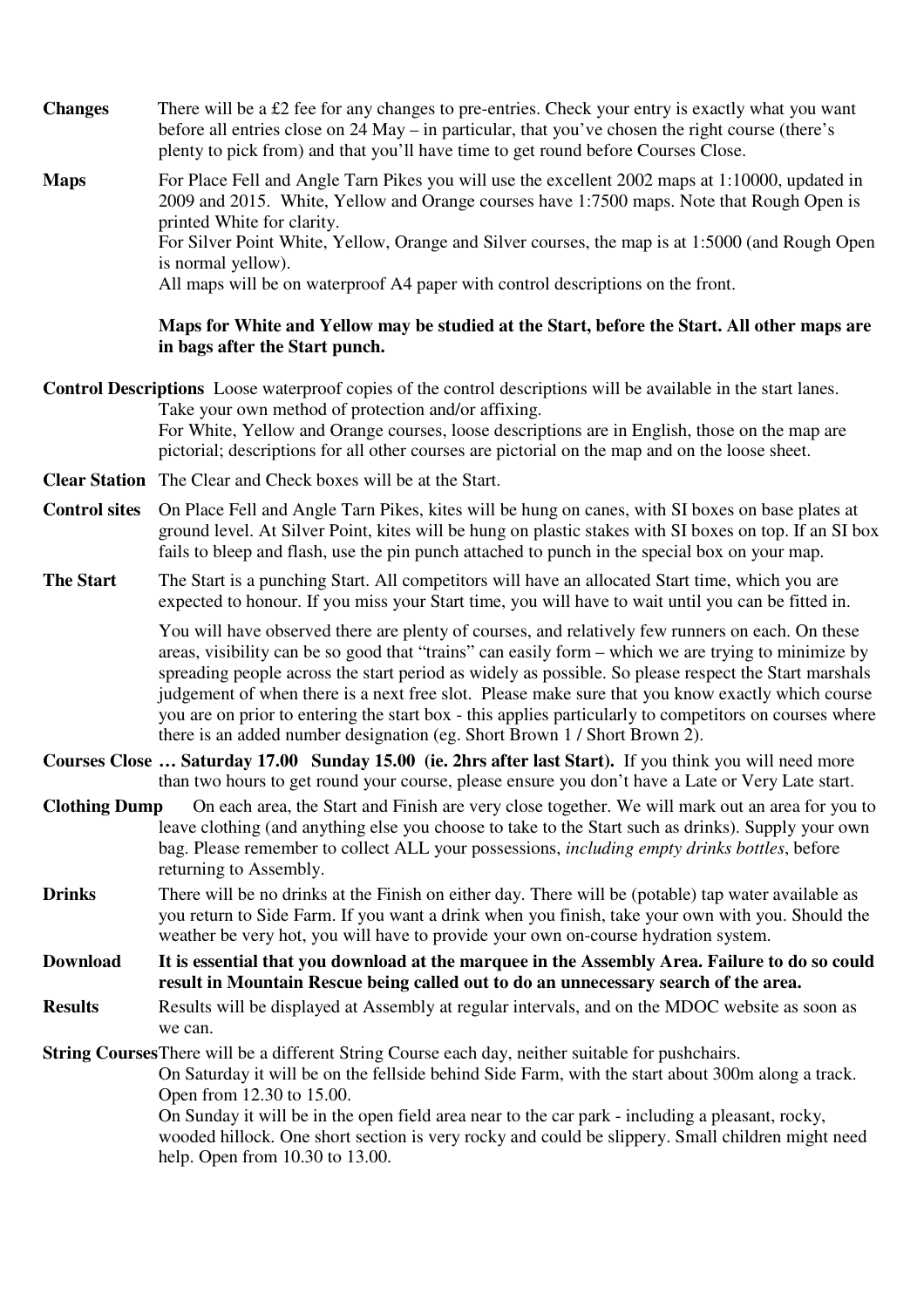**Changes** There will be a £2 fee for any changes to pre-entries. Check your entry is exactly what you want before all entries close on 24 May – in particular, that you've chosen the right course (there's plenty to pick from) and that you'll have time to get round before Courses Close.

**Maps** For Place Fell and Angle Tarn Pikes you will use the excellent 2002 maps at 1:10000, updated in 2009 and 2015. White, Yellow and Orange courses have 1:7500 maps. Note that Rough Open is printed White for clarity.
For Silver Point White, Yellow, Orange and Silver courses, the map is at 1:5000 (and Rough Open is normal yellow).
All maps will be on waterproof A4 paper with control descriptions on the front.

**Maps for White and Yellow may be studied at the Start, before the Start. All other maps are in bags after the Start punch.**

**Control Descriptions** Loose waterproof copies of the control descriptions will be available in the start lanes. Take your own method of protection and/or affixing.
For White, Yellow and Orange courses, loose descriptions are in English, those on the map are pictorial; descriptions for all other courses are pictorial on the map and on the loose sheet.

**Clear Station** The Clear and Check boxes will be at the Start.

**Control sites** On Place Fell and Angle Tarn Pikes, kites will be hung on canes, with SI boxes on base plates at ground level. At Silver Point, kites will be hung on plastic stakes with SI boxes on top. If an SI box fails to bleep and flash, use the pin punch attached to punch in the special box on your map.

**The Start** The Start is a punching Start. All competitors will have an allocated Start time, which you are expected to honour. If you miss your Start time, you will have to wait until you can be fitted in.

You will have observed there are plenty of courses, and relatively few runners on each. On these areas, visibility can be so good that "trains" can easily form – which we are trying to minimize by spreading people across the start period as widely as possible. So please respect the Start marshals judgement of when there is a next free slot. Please make sure that you know exactly which course you are on prior to entering the start box - this applies particularly to competitors on courses where there is an added number designation (eg. Short Brown 1 / Short Brown 2).

**Courses Close … Saturday 17.00 Sunday 15.00 (ie. 2hrs after last Start).** If you think you will need more than two hours to get round your course, please ensure you don't have a Late or Very Late start.

**Clothing Dump** On each area, the Start and Finish are very close together. We will mark out an area for you to leave clothing (and anything else you choose to take to the Start such as drinks). Supply your own bag. Please remember to collect ALL your possessions, *including empty drinks bottles*, before returning to Assembly.

**Drinks** There will be no drinks at the Finish on either day. There will be (potable) tap water available as you return to Side Farm. If you want a drink when you finish, take your own with you. Should the weather be very hot, you will have to provide your own on-course hydration system.

**Download** **It is essential that you download at the marquee in the Assembly Area. Failure to do so could result in Mountain Rescue being called out to do an unnecessary search of the area.**

**Results** Results will be displayed at Assembly at regular intervals, and on the MDOC website as soon as we can.

**String Courses** There will be a different String Course each day, neither suitable for pushchairs.
On Saturday it will be on the fellside behind Side Farm, with the start about 300m along a track. Open from 12.30 to 15.00.
On Sunday it will be in the open field area near to the car park - including a pleasant, rocky, wooded hillock. One short section is very rocky and could be slippery. Small children might need help. Open from 10.30 to 13.00.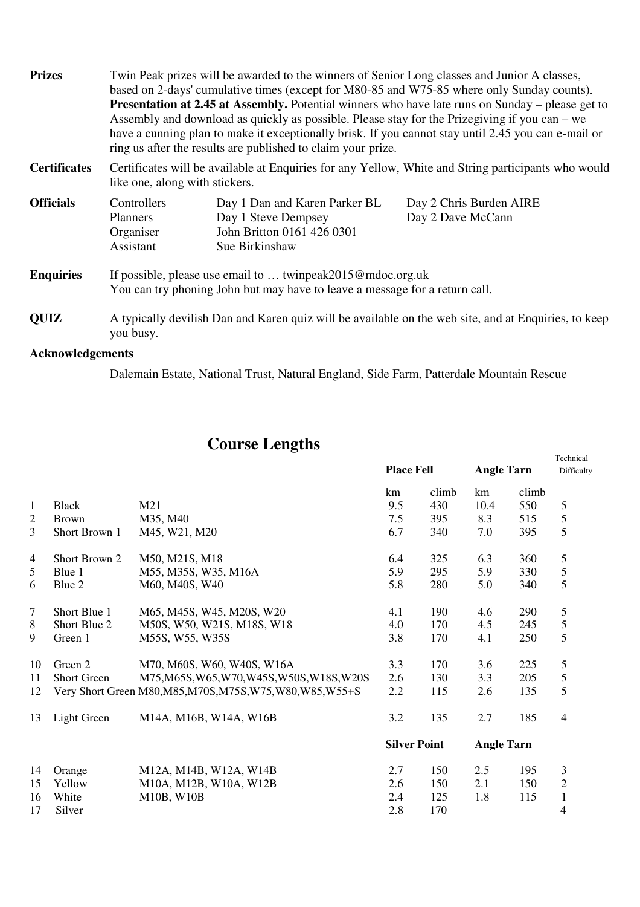**Prizes** Twin Peak prizes will be awarded to the winners of Senior Long classes and Junior A classes, based on 2-days' cumulative times (except for M80-85 and W75-85 where only Sunday counts). **Presentation at 2.45 at Assembly.** Potential winners who have late runs on Sunday – please get to Assembly and download as quickly as possible. Please stay for the Prizegiving if you can – we have a cunning plan to make it exceptionally brisk. If you cannot stay until 2.45 you can e-mail or ring us after the results are published to claim your prize.

**Certificates** Certificates will be available at Enquiries for any Yellow, White and String participants who would like one, along with stickers.

**Officials**

| | | |
|---|---|---|
| Controllers | Day 1 Dan and Karen Parker BL | Day 2 Chris Burden AIRE |
| Planners | Day 1 Steve Dempsey | Day 2 Dave McCann |
| Organiser | John Britton 0161 426 0301 | |
| Assistant | Sue Birkinshaw | |

**Enquiries** If possible, please use email to … twinpeak2015@mdoc.org.uk
You can try phoning John but may have to leave a message for a return call.

**QUIZ** A typically devilish Dan and Karen quiz will be available on the web site, and at Enquiries, to keep you busy.

**Acknowledgements**

Dalemain Estate, National Trust, Natural England, Side Farm, Patterdale Mountain Rescue

## Course Lengths

| | | | Place Fell | | Angle Tarn | | Technical Difficulty |
|---|---|---|---|---|---|---|---|
| | | | km | climb | km | climb | |
| 1 | Black | M21 | 9.5 | 430 | 10.4 | 550 | 5 |
| 2 | Brown | M35, M40 | 7.5 | 395 | 8.3 | 515 | 5 |
| 3 | Short Brown 1 | M45, W21, M20 | 6.7 | 340 | 7.0 | 395 | 5 |
| 4 | Short Brown 2 | M50, M21S, M18 | 6.4 | 325 | 6.3 | 360 | 5 |
| 5 | Blue 1 | M55, M35S, W35, M16A | 5.9 | 295 | 5.9 | 330 | 5 |
| 6 | Blue 2 | M60, M40S, W40 | 5.8 | 280 | 5.0 | 340 | 5 |
| 7 | Short Blue 1 | M65, M45S, W45, M20S, W20 | 4.1 | 190 | 4.6 | 290 | 5 |
| 8 | Short Blue 2 | M50S, W50, W21S, M18S, W18 | 4.0 | 170 | 4.5 | 245 | 5 |
| 9 | Green 1 | M55S, W55, W35S | 3.8 | 170 | 4.1 | 250 | 5 |
| 10 | Green 2 | M70, M60S, W60, W40S, W16A | 3.3 | 170 | 3.6 | 225 | 5 |
| 11 | Short Green | M75,M65S,W65,W70,W45S,W50S,W18S,W20S | 2.6 | 130 | 3.3 | 205 | 5 |
| 12 | Very Short Green | M80,M85,M70S,M75S,W75,W80,W85,W55+S | 2.2 | 115 | 2.6 | 135 | 5 |
| 13 | Light Green | M14A, M16B, W14A, W16B | 3.2 | 135 | 2.7 | 185 | 4 |
| | | | Silver Point | | Angle Tarn | | |
| 14 | Orange | M12A, M14B, W12A, W14B | 2.7 | 150 | 2.5 | 195 | 3 |
| 15 | Yellow | M10A, M12B, W10A, W12B | 2.6 | 150 | 2.1 | 150 | 2 |
| 16 | White | M10B, W10B | 2.4 | 125 | 1.8 | 115 | 1 |
| 17 | Silver | | 2.8 | 170 | | | 4 |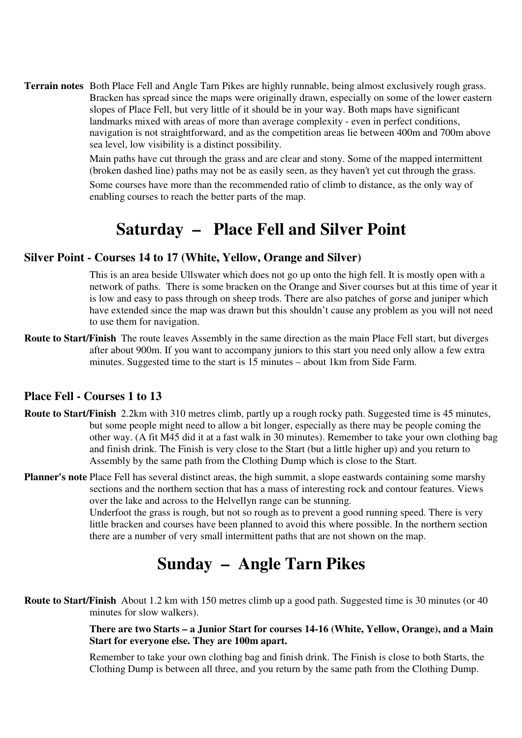**Terrain notes** Both Place Fell and Angle Tarn Pikes are highly runnable, being almost exclusively rough grass. Bracken has spread since the maps were originally drawn, especially on some of the lower eastern slopes of Place Fell, but very little of it should be in your way. Both maps have significant landmarks mixed with areas of more than average complexity - even in perfect conditions, navigation is not straightforward, and as the competition areas lie between 400m and 700m above sea level, low visibility is a distinct possibility.

Main paths have cut through the grass and are clear and stony. Some of the mapped intermittent (broken dashed line) paths may not be as easily seen, as they haven't yet cut through the grass.

Some courses have more than the recommended ratio of climb to distance, as the only way of enabling courses to reach the better parts of the map.

# Saturday – Place Fell and Silver Point

### Silver Point - Courses 14 to 17 (White, Yellow, Orange and Silver)

This is an area beside Ullswater which does not go up onto the high fell. It is mostly open with a network of paths. There is some bracken on the Orange and Siver courses but at this time of year it is low and easy to pass through on sheep trods. There are also patches of gorse and juniper which have extended since the map was drawn but this shouldn't cause any problem as you will not need to use them for navigation.

**Route to Start/Finish** The route leaves Assembly in the same direction as the main Place Fell start, but diverges after about 900m. If you want to accompany juniors to this start you need only allow a few extra minutes. Suggested time to the start is 15 minutes – about 1km from Side Farm.

### Place Fell - Courses 1 to 13

**Route to Start/Finish** 2.2km with 310 metres climb, partly up a rough rocky path. Suggested time is 45 minutes, but some people might need to allow a bit longer, especially as there may be people coming the other way. (A fit M45 did it at a fast walk in 30 minutes). Remember to take your own clothing bag and finish drink. The Finish is very close to the Start (but a little higher up) and you return to Assembly by the same path from the Clothing Dump which is close to the Start.

**Planner's note** Place Fell has several distinct areas, the high summit, a slope eastwards containing some marshy sections and the northern section that has a mass of interesting rock and contour features. Views over the lake and across to the Helvellyn range can be stunning.
Underfoot the grass is rough, but not so rough as to prevent a good running speed. There is very little bracken and courses have been planned to avoid this where possible. In the northern section there are a number of very small intermittent paths that are not shown on the map.

# Sunday – Angle Tarn Pikes

**Route to Start/Finish** About 1.2 km with 150 metres climb up a good path. Suggested time is 30 minutes (or 40 minutes for slow walkers).

**There are two Starts – a Junior Start for courses 14-16 (White, Yellow, Orange), and a Main Start for everyone else. They are 100m apart.**

Remember to take your own clothing bag and finish drink. The Finish is close to both Starts, the Clothing Dump is between all three, and you return by the same path from the Clothing Dump.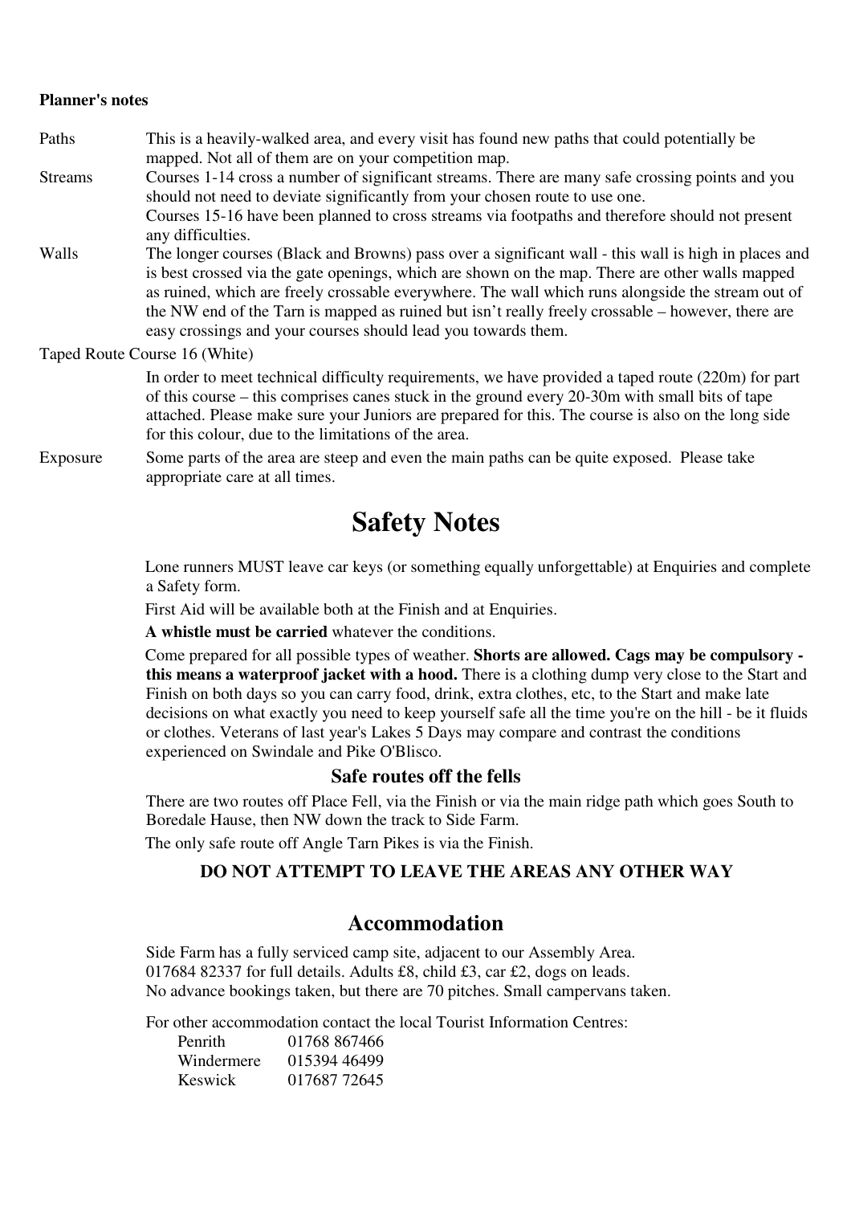**Planner's notes**

Paths — This is a heavily-walked area, and every visit has found new paths that could potentially be mapped. Not all of them are on your competition map.

Streams — Courses 1-14 cross a number of significant streams. There are many safe crossing points and you should not need to deviate significantly from your chosen route to use one.
Courses 15-16 have been planned to cross streams via footpaths and therefore should not present any difficulties.

Walls — The longer courses (Black and Browns) pass over a significant wall - this wall is high in places and is best crossed via the gate openings, which are shown on the map. There are other walls mapped as ruined, which are freely crossable everywhere. The wall which runs alongside the stream out of the NW end of the Tarn is mapped as ruined but isn't really freely crossable – however, there are easy crossings and your courses should lead you towards them.

Taped Route Course 16 (White)

In order to meet technical difficulty requirements, we have provided a taped route (220m) for part of this course – this comprises canes stuck in the ground every 20-30m with small bits of tape attached. Please make sure your Juniors are prepared for this. The course is also on the long side for this colour, due to the limitations of the area.

Exposure — Some parts of the area are steep and even the main paths can be quite exposed. Please take appropriate care at all times.

# Safety Notes

Lone runners MUST leave car keys (or something equally unforgettable) at Enquiries and complete a Safety form.

First Aid will be available both at the Finish and at Enquiries.

**A whistle must be carried** whatever the conditions.

Come prepared for all possible types of weather. **Shorts are allowed. Cags may be compulsory - this means a waterproof jacket with a hood.** There is a clothing dump very close to the Start and Finish on both days so you can carry food, drink, extra clothes, etc, to the Start and make late decisions on what exactly you need to keep yourself safe all the time you're on the hill - be it fluids or clothes. Veterans of last year's Lakes 5 Days may compare and contrast the conditions experienced on Swindale and Pike O'Blisco.

### Safe routes off the fells

There are two routes off Place Fell, via the Finish or via the main ridge path which goes South to Boredale Hause, then NW down the track to Side Farm.

The only safe route off Angle Tarn Pikes is via the Finish.

**DO NOT ATTEMPT TO LEAVE THE AREAS ANY OTHER WAY**

## Accommodation

Side Farm has a fully serviced camp site, adjacent to our Assembly Area.
017684 82337 for full details. Adults £8, child £3, car £2, dogs on leads.
No advance bookings taken, but there are 70 pitches. Small campervans taken.

For other accommodation contact the local Tourist Information Centres:

| | |
|---|---|
| Penrith | 01768 867466 |
| Windermere | 015394 46499 |
| Keswick | 017687 72645 |